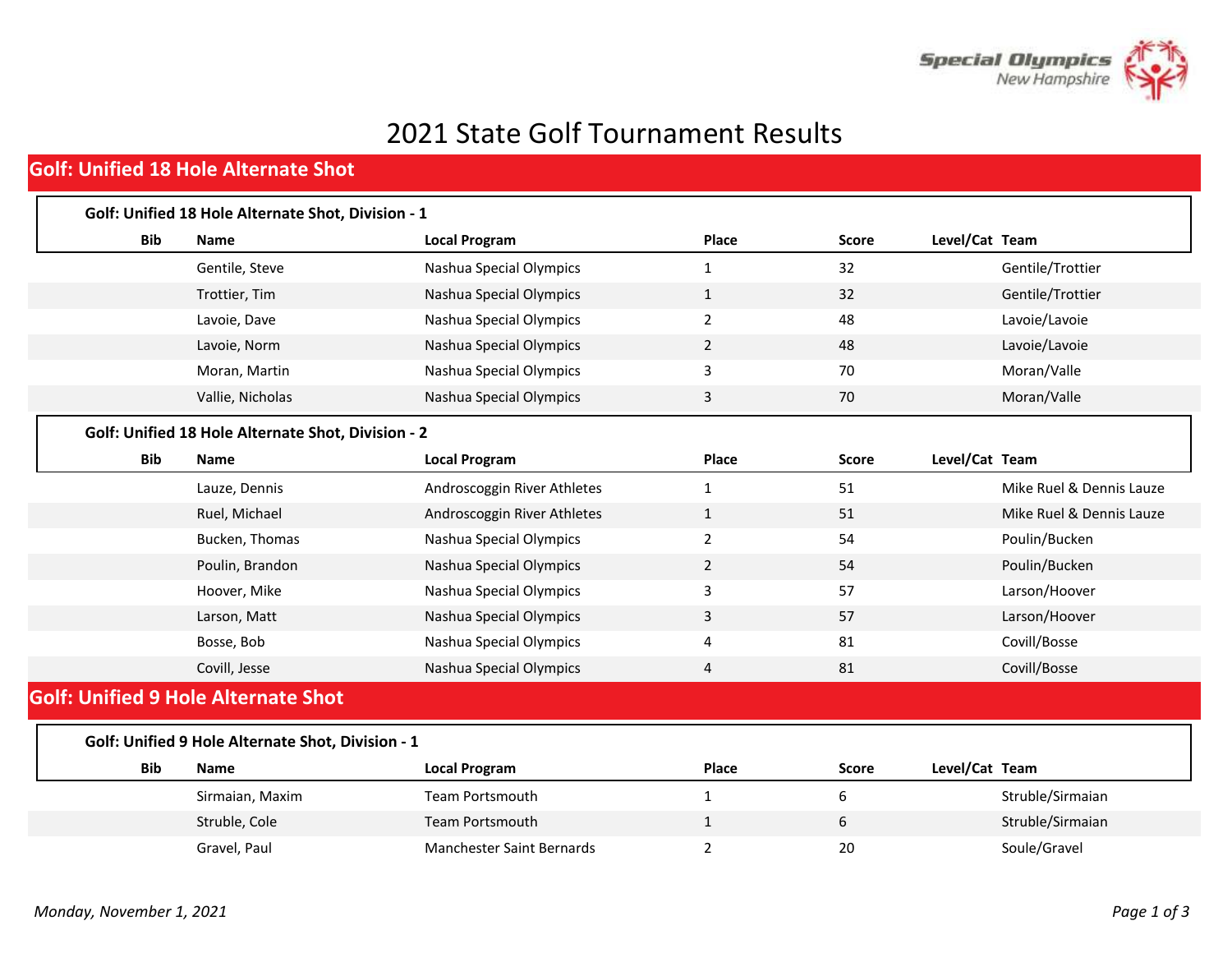# 2021 State Golf Tournament Results

## Golf: Unified 18 Hole Alternate Shot

### Golf: Unified 18 Hole Alternate Shot, Division - 1

| Bib | Name | Local Program | Place | Score | Level/Cat | Team |
|---|---|---|---|---|---|---|
| | Gentile, Steve | Nashua Special Olympics | 1 | 32 | | Gentile/Trottier |
| | Trottier, Tim | Nashua Special Olympics | 1 | 32 | | Gentile/Trottier |
| | Lavoie, Dave | Nashua Special Olympics | 2 | 48 | | Lavoie/Lavoie |
| | Lavoie, Norm | Nashua Special Olympics | 2 | 48 | | Lavoie/Lavoie |
| | Moran, Martin | Nashua Special Olympics | 3 | 70 | | Moran/Valle |
| | Vallie, Nicholas | Nashua Special Olympics | 3 | 70 | | Moran/Valle |

### Golf: Unified 18 Hole Alternate Shot, Division - 2

| Bib | Name | Local Program | Place | Score | Level/Cat | Team |
|---|---|---|---|---|---|---|
| | Lauze, Dennis | Androscoggin River Athletes | 1 | 51 | | Mike Ruel & Dennis Lauze |
| | Ruel, Michael | Androscoggin River Athletes | 1 | 51 | | Mike Ruel & Dennis Lauze |
| | Bucken, Thomas | Nashua Special Olympics | 2 | 54 | | Poulin/Bucken |
| | Poulin, Brandon | Nashua Special Olympics | 2 | 54 | | Poulin/Bucken |
| | Hoover, Mike | Nashua Special Olympics | 3 | 57 | | Larson/Hoover |
| | Larson, Matt | Nashua Special Olympics | 3 | 57 | | Larson/Hoover |
| | Bosse, Bob | Nashua Special Olympics | 4 | 81 | | Covill/Bosse |
| | Covill, Jesse | Nashua Special Olympics | 4 | 81 | | Covill/Bosse |

## Golf: Unified 9 Hole Alternate Shot

### Golf: Unified 9 Hole Alternate Shot, Division - 1

| Bib | Name | Local Program | Place | Score | Level/Cat | Team |
|---|---|---|---|---|---|---|
| | Sirmaian, Maxim | Team Portsmouth | 1 | 6 | | Struble/Sirmaian |
| | Struble, Cole | Team Portsmouth | 1 | 6 | | Struble/Sirmaian |
| | Gravel, Paul | Manchester Saint Bernards | 2 | 20 | | Soule/Gravel |

*Monday, November 1, 2021*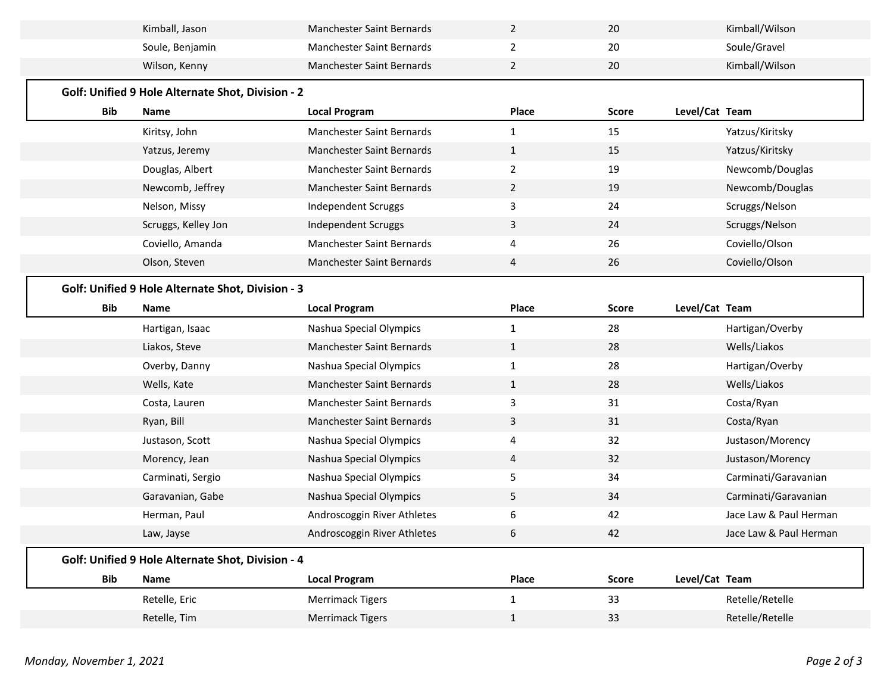| Bib | Name | Local Program | Place | Score | Level/Cat | Team |
|---|---|---|---|---|---|---|
| | Kimball, Jason | Manchester Saint Bernards | 2 | 20 | | Kimball/Wilson |
| | Soule, Benjamin | Manchester Saint Bernards | 2 | 20 | | Soule/Gravel |
| | Wilson, Kenny | Manchester Saint Bernards | 2 | 20 | | Kimball/Wilson |

### Golf: Unified 9 Hole Alternate Shot, Division - 2

| Bib | Name | Local Program | Place | Score | Level/Cat | Team |
|---|---|---|---|---|---|---|
| | Kiritsy, John | Manchester Saint Bernards | 1 | 15 | | Yatzus/Kiritsky |
| | Yatzus, Jeremy | Manchester Saint Bernards | 1 | 15 | | Yatzus/Kiritsky |
| | Douglas, Albert | Manchester Saint Bernards | 2 | 19 | | Newcomb/Douglas |
| | Newcomb, Jeffrey | Manchester Saint Bernards | 2 | 19 | | Newcomb/Douglas |
| | Nelson, Missy | Independent Scruggs | 3 | 24 | | Scruggs/Nelson |
| | Scruggs, Kelley Jon | Independent Scruggs | 3 | 24 | | Scruggs/Nelson |
| | Coviello, Amanda | Manchester Saint Bernards | 4 | 26 | | Coviello/Olson |
| | Olson, Steven | Manchester Saint Bernards | 4 | 26 | | Coviello/Olson |

### Golf: Unified 9 Hole Alternate Shot, Division - 3

| Bib | Name | Local Program | Place | Score | Level/Cat | Team |
|---|---|---|---|---|---|---|
| | Hartigan, Isaac | Nashua Special Olympics | 1 | 28 | | Hartigan/Overby |
| | Liakos, Steve | Manchester Saint Bernards | 1 | 28 | | Wells/Liakos |
| | Overby, Danny | Nashua Special Olympics | 1 | 28 | | Hartigan/Overby |
| | Wells, Kate | Manchester Saint Bernards | 1 | 28 | | Wells/Liakos |
| | Costa, Lauren | Manchester Saint Bernards | 3 | 31 | | Costa/Ryan |
| | Ryan, Bill | Manchester Saint Bernards | 3 | 31 | | Costa/Ryan |
| | Justason, Scott | Nashua Special Olympics | 4 | 32 | | Justason/Morency |
| | Morency, Jean | Nashua Special Olympics | 4 | 32 | | Justason/Morency |
| | Carminati, Sergio | Nashua Special Olympics | 5 | 34 | | Carminati/Garavanian |
| | Garavanian, Gabe | Nashua Special Olympics | 5 | 34 | | Carminati/Garavanian |
| | Herman, Paul | Androscoggin River Athletes | 6 | 42 | | Jace Law & Paul Herman |
| | Law, Jayse | Androscoggin River Athletes | 6 | 42 | | Jace Law & Paul Herman |

### Golf: Unified 9 Hole Alternate Shot, Division - 4

| Bib | Name | Local Program | Place | Score | Level/Cat | Team |
|---|---|---|---|---|---|---|
| | Retelle, Eric | Merrimack Tigers | 1 | 33 | | Retelle/Retelle |
| | Retelle, Tim | Merrimack Tigers | 1 | 33 | | Retelle/Retelle |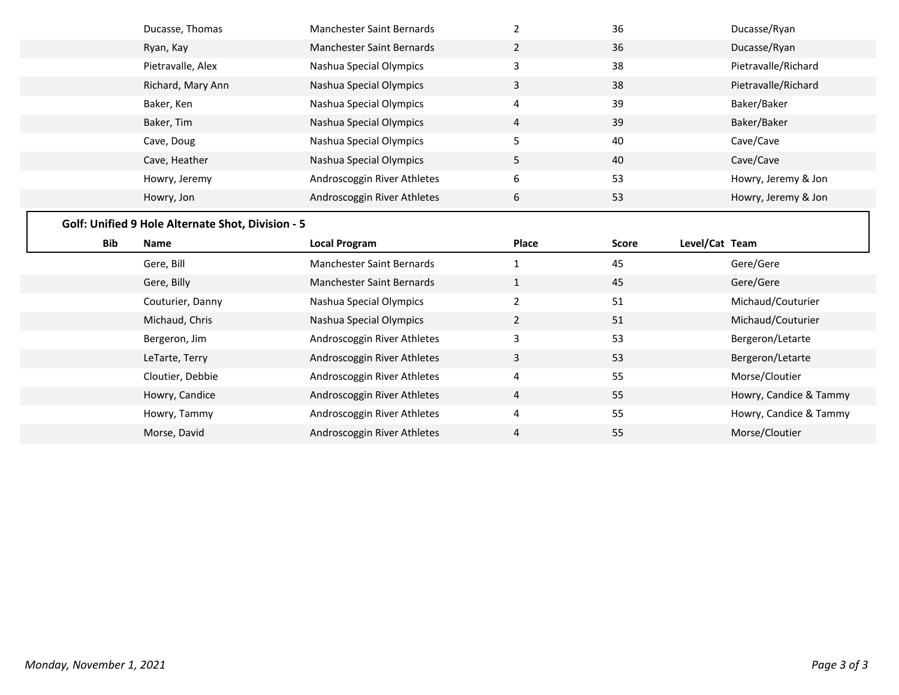| Bib | Name | Local Program | Place | Score | Level/Cat | Team |
|---|---|---|---|---|---|---|
| | Ducasse, Thomas | Manchester Saint Bernards | 2 | 36 | | Ducasse/Ryan |
| | Ryan, Kay | Manchester Saint Bernards | 2 | 36 | | Ducasse/Ryan |
| | Pietravalle, Alex | Nashua Special Olympics | 3 | 38 | | Pietravalle/Richard |
| | Richard, Mary Ann | Nashua Special Olympics | 3 | 38 | | Pietravalle/Richard |
| | Baker, Ken | Nashua Special Olympics | 4 | 39 | | Baker/Baker |
| | Baker, Tim | Nashua Special Olympics | 4 | 39 | | Baker/Baker |
| | Cave, Doug | Nashua Special Olympics | 5 | 40 | | Cave/Cave |
| | Cave, Heather | Nashua Special Olympics | 5 | 40 | | Cave/Cave |
| | Howry, Jeremy | Androscoggin River Athletes | 6 | 53 | | Howry, Jeremy & Jon |
| | Howry, Jon | Androscoggin River Athletes | 6 | 53 | | Howry, Jeremy & Jon |

### Golf: Unified 9 Hole Alternate Shot, Division - 5

| Bib | Name | Local Program | Place | Score | Level/Cat | Team |
|---|---|---|---|---|---|---|
| | Gere, Bill | Manchester Saint Bernards | 1 | 45 | | Gere/Gere |
| | Gere, Billy | Manchester Saint Bernards | 1 | 45 | | Gere/Gere |
| | Couturier, Danny | Nashua Special Olympics | 2 | 51 | | Michaud/Couturier |
| | Michaud, Chris | Nashua Special Olympics | 2 | 51 | | Michaud/Couturier |
| | Bergeron, Jim | Androscoggin River Athletes | 3 | 53 | | Bergeron/Letarte |
| | LeTarte, Terry | Androscoggin River Athletes | 3 | 53 | | Bergeron/Letarte |
| | Cloutier, Debbie | Androscoggin River Athletes | 4 | 55 | | Morse/Cloutier |
| | Howry, Candice | Androscoggin River Athletes | 4 | 55 | | Howry, Candice & Tammy |
| | Howry, Tammy | Androscoggin River Athletes | 4 | 55 | | Howry, Candice & Tammy |
| | Morse, David | Androscoggin River Athletes | 4 | 55 | | Morse/Cloutier |